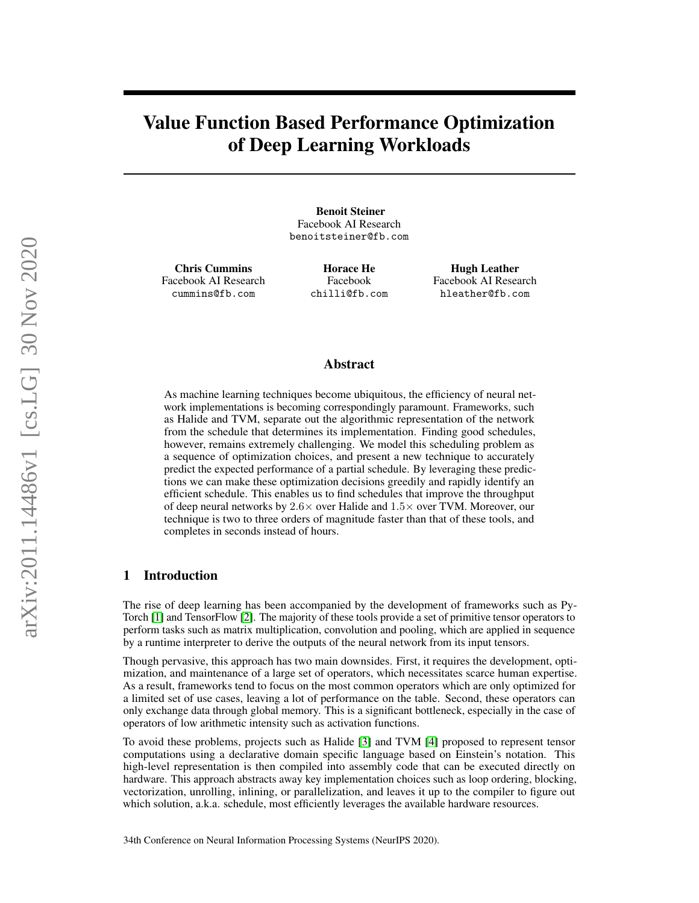# Value Function Based Performance Optimization of Deep Learning Workloads

**Benoit Steiner**
Facebook AI Research
benoitsteiner@fb.com

**Chris Cummins**
Facebook AI Research
cummins@fb.com

**Horace He**
Facebook
chilli@fb.com

**Hugh Leather**
Facebook AI Research
hleather@fb.com

## Abstract

As machine learning techniques become ubiquitous, the efficiency of neural network implementations is becoming correspondingly paramount. Frameworks, such as Halide and TVM, separate out the algorithmic representation of the network from the schedule that determines its implementation. Finding good schedules, however, remains extremely challenging. We model this scheduling problem as a sequence of optimization choices, and present a new technique to accurately predict the expected performance of a partial schedule. By leveraging these predictions we can make these optimization decisions greedily and rapidly identify an efficient schedule. This enables us to find schedules that improve the throughput of deep neural networks by $2.6\times$ over Halide and $1.5\times$ over TVM. Moreover, our technique is two to three orders of magnitude faster than that of these tools, and completes in seconds instead of hours.

## 1 Introduction

The rise of deep learning has been accompanied by the development of frameworks such as PyTorch [1] and TensorFlow [2]. The majority of these tools provide a set of primitive tensor operators to perform tasks such as matrix multiplication, convolution and pooling, which are applied in sequence by a runtime interpreter to derive the outputs of the neural network from its input tensors.

Though pervasive, this approach has two main downsides. First, it requires the development, optimization, and maintenance of a large set of operators, which necessitates scarce human expertise. As a result, frameworks tend to focus on the most common operators which are only optimized for a limited set of use cases, leaving a lot of performance on the table. Second, these operators can only exchange data through global memory. This is a significant bottleneck, especially in the case of operators of low arithmetic intensity such as activation functions.

To avoid these problems, projects such as Halide [3] and TVM [4] proposed to represent tensor computations using a declarative domain specific language based on Einstein's notation. This high-level representation is then compiled into assembly code that can be executed directly on hardware. This approach abstracts away key implementation choices such as loop ordering, blocking, vectorization, unrolling, inlining, or parallelization, and leaves it up to the compiler to figure out which solution, a.k.a. schedule, most efficiently leverages the available hardware resources.

34th Conference on Neural Information Processing Systems (NeurIPS 2020).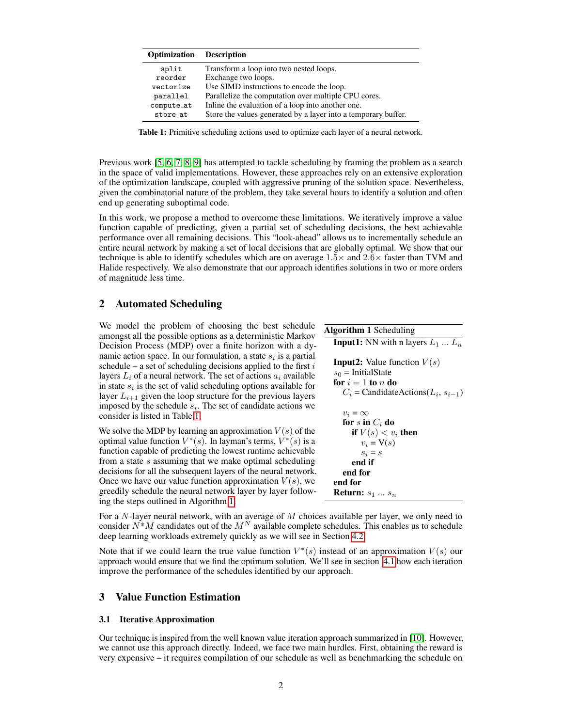| Optimization | Description |
|---|---|
| split | Transform a loop into two nested loops. |
| reorder | Exchange two loops. |
| vectorize | Use SIMD instructions to encode the loop. |
| parallel | Parallelize the computation over multiple CPU cores. |
| compute_at | Inline the evaluation of a loop into another one. |
| store_at | Store the values generated by a layer into a temporary buffer. |

**Table 1:** Primitive scheduling actions used to optimize each layer of a neural network.

Previous work [5, 6, 7, 8, 9] has attempted to tackle scheduling by framing the problem as a search in the space of valid implementations. However, these approaches rely on an extensive exploration of the optimization landscape, coupled with aggressive pruning of the solution space. Nevertheless, given the combinatorial nature of the problem, they take several hours to identify a solution and often end up generating suboptimal code.

In this work, we propose a method to overcome these limitations. We iteratively improve a value function capable of predicting, given a partial set of scheduling decisions, the best achievable performance over all remaining decisions. This "look-ahead" allows us to incrementally schedule an entire neural network by making a set of local decisions that are globally optimal. We show that our technique is able to identify schedules which are on average $1.5\times$ and $2.6\times$ faster than TVM and Halide respectively. We also demonstrate that our approach identifies solutions in two or more orders of magnitude less time.

## 2 Automated Scheduling

We model the problem of choosing the best schedule amongst all the possible options as a deterministic Markov Decision Process (MDP) over a finite horizon with a dynamic action space. In our formulation, a state $s_i$ is a partial schedule – a set of scheduling decisions applied to the first $i$ layers $L_i$ of a neural network. The set of actions $a_i$ available in state $s_i$ is the set of valid scheduling options available for layer $L_{i+1}$ given the loop structure for the previous layers imposed by the schedule $s_i$. The set of candidate actions we consider is listed in Table 1.

We solve the MDP by learning an approximation $V(s)$ of the optimal value function $V^*(s)$. In layman's terms, $V^*(s)$ is a function capable of predicting the lowest runtime achievable from a state $s$ assuming that we make optimal scheduling decisions for all the subsequent layers of the neural network. Once we have our value function approximation $V(s)$, we greedily schedule the neural network layer by layer following the steps outlined in Algorithm 1.

**Algorithm 1** Scheduling

```
Input1: NN with n layers L_1 ... L_n

Input2: Value function V(s)
s_0 = InitialState
for i = 1 to n do
    C_i = CandidateActions(L_i, s_{i-1})

    v_i = ∞
    for s in C_i do
        if V(s) < v_i then
            v_i = V(s)
            s_i = s
        end if
    end for
end for
Return: s_1 ... s_n
```

For a $N$-layer neural network, with an average of $M$ choices available per layer, we only need to consider $N*M$ candidates out of the $M^N$ available complete schedules. This enables us to schedule deep learning workloads extremely quickly as we will see in Section 4.2.

Note that if we could learn the true value function $V^*(s)$ instead of an approximation $V(s)$ our approach would ensure that we find the optimum solution. We'll see in section 4.1 how each iteration improve the performance of the schedules identified by our approach.

## 3 Value Function Estimation

### 3.1 Iterative Approximation

Our technique is inspired from the well known value iteration approach summarized in [10]. However, we cannot use this approach directly. Indeed, we face two main hurdles. First, obtaining the reward is very expensive – it requires compilation of our schedule as well as benchmarking the schedule on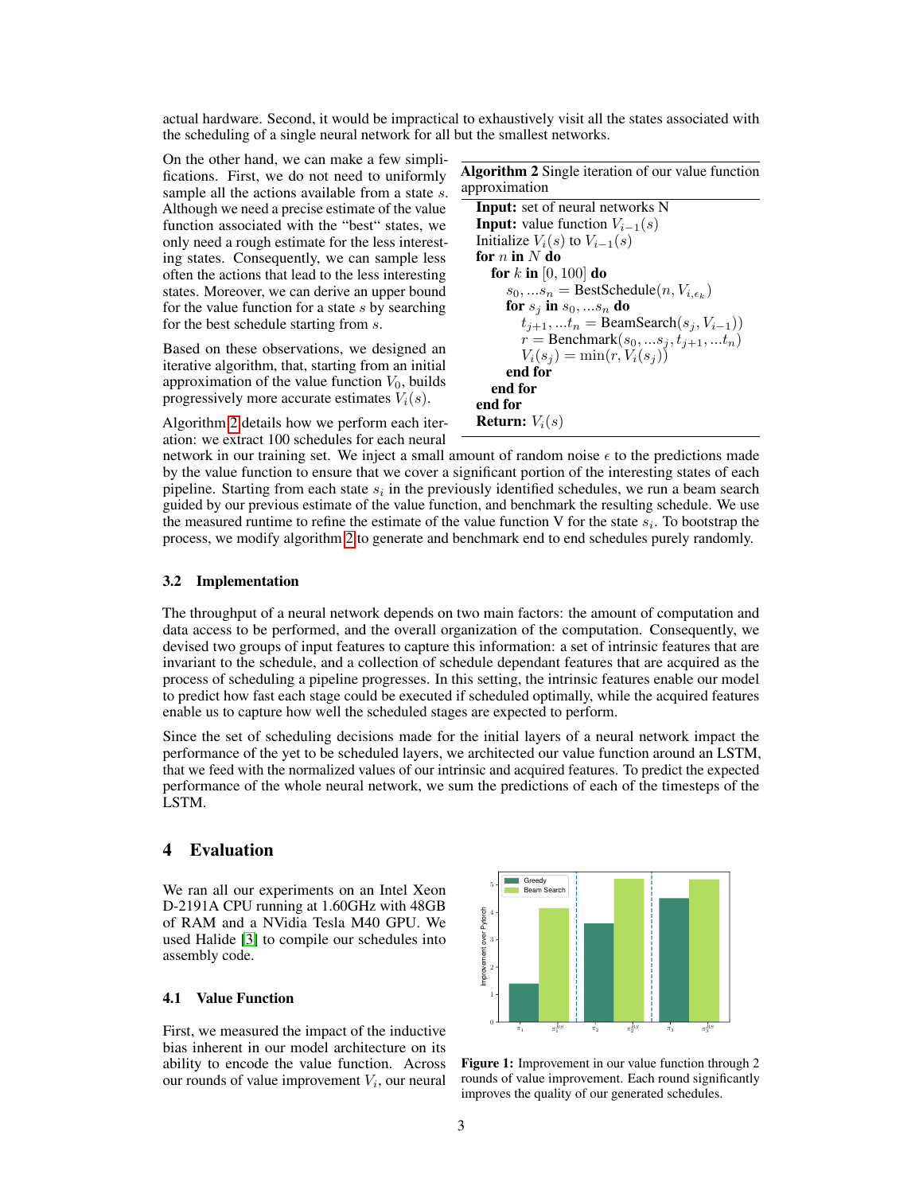actual hardware. Second, it would be impractical to exhaustively visit all the states associated with the scheduling of a single neural network for all but the smallest networks.

On the other hand, we can make a few simplifications. First, we do not need to uniformly sample all the actions available from a state $s$. Although we need a precise estimate of the value function associated with the "best" states, we only need a rough estimate for the less interesting states. Consequently, we can sample less often the actions that lead to the less interesting states. Moreover, we can derive an upper bound for the value function for a state $s$ by searching for the best schedule starting from $s$.

Based on these observations, we designed an iterative algorithm, that, starting from an initial approximation of the value function $V_0$, builds progressively more accurate estimates $V_i(s)$.

**Algorithm 2** Single iteration of our value function approximation

```
Input: set of neural networks N
Input: value function V_{i-1}(s)
Initialize V_i(s) to V_{i-1}(s)
for n in N do
    for k in [0, 100] do
        s_0, ...s_n = BestSchedule(n, V_{i,ε_k})
        for s_j in s_0, ...s_n do
            t_{j+1}, ...t_n = BeamSearch(s_j, V_{i-1}))
            r = Benchmark(s_0, ...s_j, t_{j+1}, ...t_n)
            V_i(s_j) = min(r, V_i(s_j))
        end for
    end for
end for
Return: V_i(s)
```

Algorithm 2 details how we perform each iteration: we extract 100 schedules for each neural network in our training set. We inject a small amount of random noise $\epsilon$ to the predictions made by the value function to ensure that we cover a significant portion of the interesting states of each pipeline. Starting from each state $s_i$ in the previously identified schedules, we run a beam search guided by our previous estimate of the value function, and benchmark the resulting schedule. We use the measured runtime to refine the estimate of the value function V for the state $s_i$. To bootstrap the process, we modify algorithm 2 to generate and benchmark end to end schedules purely randomly.

### 3.2 Implementation

The throughput of a neural network depends on two main factors: the amount of computation and data access to be performed, and the overall organization of the computation. Consequently, we devised two groups of input features to capture this information: a set of intrinsic features that are invariant to the schedule, and a collection of schedule dependant features that are acquired as the process of scheduling a pipeline progresses. In this setting, the intrinsic features enable our model to predict how fast each stage could be executed if scheduled optimally, while the acquired features enable us to capture how well the scheduled stages are expected to perform.

Since the set of scheduling decisions made for the initial layers of a neural network impact the performance of the yet to be scheduled layers, we architected our value function around an LSTM, that we feed with the normalized values of our intrinsic and acquired features. To predict the expected performance of the whole neural network, we sum the predictions of each of the timesteps of the LSTM.

## 4 Evaluation

We ran all our experiments on an Intel Xeon D-2191A CPU running at 1.60GHz with 48GB of RAM and a NVidia Tesla M40 GPU. We used Halide [3] to compile our schedules into assembly code.

### 4.1 Value Function

First, we measured the impact of the inductive bias inherent in our model architecture on its ability to encode the value function. Across our rounds of value improvement $V_i$, our neural

**Figure 1:** Improvement in our value function through 2 rounds of value improvement. Each round significantly improves the quality of our generated schedules.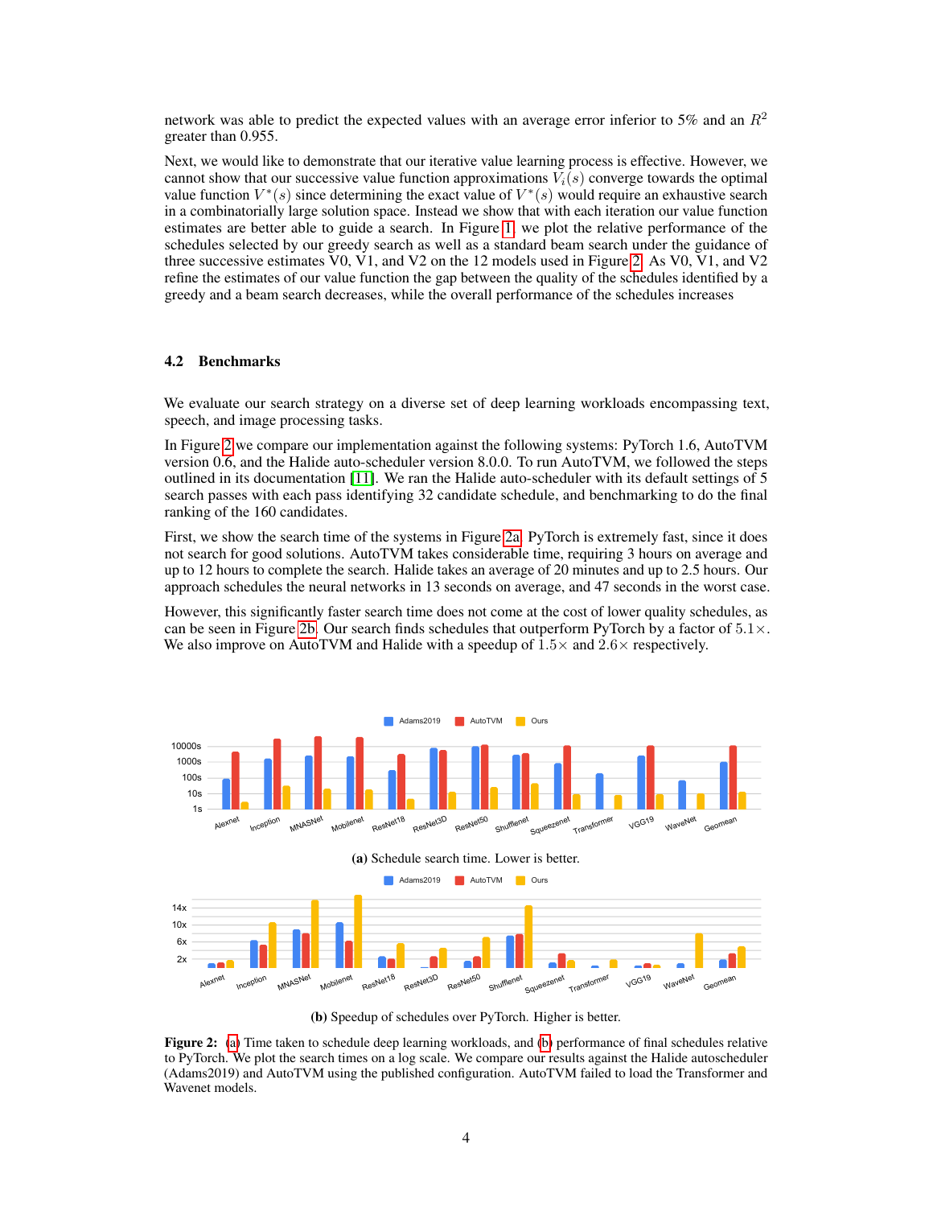network was able to predict the expected values with an average error inferior to 5% and an $R^2$ greater than 0.955.

Next, we would like to demonstrate that our iterative value learning process is effective. However, we cannot show that our successive value function approximations $V_i(s)$ converge towards the optimal value function $V^*(s)$ since determining the exact value of $V^*(s)$ would require an exhaustive search in a combinatorially large solution space. Instead we show that with each iteration our value function estimates are better able to guide a search. In Figure 1, we plot the relative performance of the schedules selected by our greedy search as well as a standard beam search under the guidance of three successive estimates V0, V1, and V2 on the 12 models used in Figure 2. As V0, V1, and V2 refine the estimates of our value function the gap between the quality of the schedules identified by a greedy and a beam search decreases, while the overall performance of the schedules increases

### 4.2 Benchmarks

We evaluate our search strategy on a diverse set of deep learning workloads encompassing text, speech, and image processing tasks.

In Figure 2 we compare our implementation against the following systems: PyTorch 1.6, AutoTVM version 0.6, and the Halide auto-scheduler version 8.0.0. To run AutoTVM, we followed the steps outlined in its documentation [11]. We ran the Halide auto-scheduler with its default settings of 5 search passes with each pass identifying 32 candidate schedule, and benchmarking to do the final ranking of the 160 candidates.

First, we show the search time of the systems in Figure 2a. PyTorch is extremely fast, since it does not search for good solutions. AutoTVM takes considerable time, requiring 3 hours on average and up to 12 hours to complete the search. Halide takes an average of 20 minutes and up to 2.5 hours. Our approach schedules the neural networks in 13 seconds on average, and 47 seconds in the worst case.

However, this significantly faster search time does not come at the cost of lower quality schedules, as can be seen in Figure 2b. Our search finds schedules that outperform PyTorch by a factor of $5.1\times$. We also improve on AutoTVM and Halide with a speedup of $1.5\times$ and $2.6\times$ respectively.

(a) Schedule search time. Lower is better.

(b) Speedup of schedules over PyTorch. Higher is better.

**Figure 2:** (a) Time taken to schedule deep learning workloads, and (b) performance of final schedules relative to PyTorch. We plot the search times on a log scale. We compare our results against the Halide autoscheduler (Adams2019) and AutoTVM using the published configuration. AutoTVM failed to load the Transformer and Wavenet models.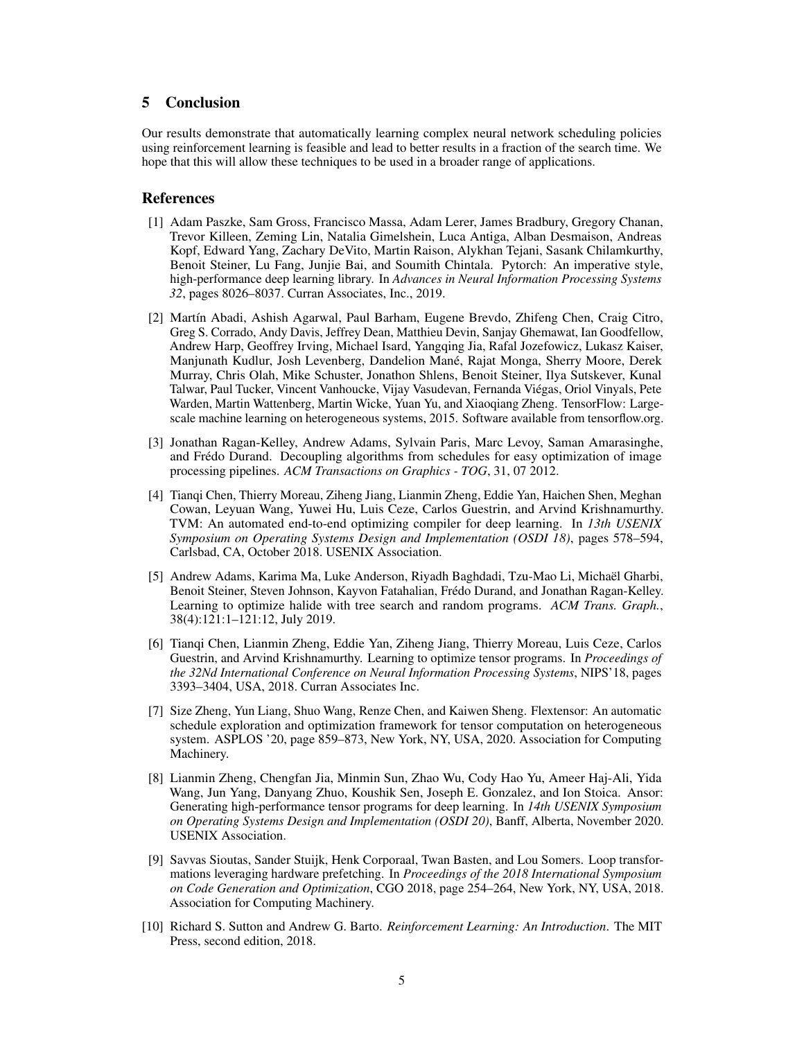## 5 Conclusion

Our results demonstrate that automatically learning complex neural network scheduling policies using reinforcement learning is feasible and lead to better results in a fraction of the search time. We hope that this will allow these techniques to be used in a broader range of applications.

## References

[1] Adam Paszke, Sam Gross, Francisco Massa, Adam Lerer, James Bradbury, Gregory Chanan, Trevor Killeen, Zeming Lin, Natalia Gimelshein, Luca Antiga, Alban Desmaison, Andreas Kopf, Edward Yang, Zachary DeVito, Martin Raison, Alykhan Tejani, Sasank Chilamkurthy, Benoit Steiner, Lu Fang, Junjie Bai, and Soumith Chintala. Pytorch: An imperative style, high-performance deep learning library. In *Advances in Neural Information Processing Systems 32*, pages 8026–8037. Curran Associates, Inc., 2019.

[2] Martín Abadi, Ashish Agarwal, Paul Barham, Eugene Brevdo, Zhifeng Chen, Craig Citro, Greg S. Corrado, Andy Davis, Jeffrey Dean, Matthieu Devin, Sanjay Ghemawat, Ian Goodfellow, Andrew Harp, Geoffrey Irving, Michael Isard, Yangqing Jia, Rafal Jozefowicz, Lukasz Kaiser, Manjunath Kudlur, Josh Levenberg, Dandelion Mané, Rajat Monga, Sherry Moore, Derek Murray, Chris Olah, Mike Schuster, Jonathon Shlens, Benoit Steiner, Ilya Sutskever, Kunal Talwar, Paul Tucker, Vincent Vanhoucke, Vijay Vasudevan, Fernanda Viégas, Oriol Vinyals, Pete Warden, Martin Wattenberg, Martin Wicke, Yuan Yu, and Xiaoqiang Zheng. TensorFlow: Large-scale machine learning on heterogeneous systems, 2015. Software available from tensorflow.org.

[3] Jonathan Ragan-Kelley, Andrew Adams, Sylvain Paris, Marc Levoy, Saman Amarasinghe, and Frédo Durand. Decoupling algorithms from schedules for easy optimization of image processing pipelines. *ACM Transactions on Graphics - TOG*, 31, 07 2012.

[4] Tianqi Chen, Thierry Moreau, Ziheng Jiang, Lianmin Zheng, Eddie Yan, Haichen Shen, Meghan Cowan, Leyuan Wang, Yuwei Hu, Luis Ceze, Carlos Guestrin, and Arvind Krishnamurthy. TVM: An automated end-to-end optimizing compiler for deep learning. In *13th USENIX Symposium on Operating Systems Design and Implementation (OSDI 18)*, pages 578–594, Carlsbad, CA, October 2018. USENIX Association.

[5] Andrew Adams, Karima Ma, Luke Anderson, Riyadh Baghdadi, Tzu-Mao Li, Michaël Gharbi, Benoit Steiner, Steven Johnson, Kayvon Fatahalian, Frédo Durand, and Jonathan Ragan-Kelley. Learning to optimize halide with tree search and random programs. *ACM Trans. Graph.*, 38(4):121:1–121:12, July 2019.

[6] Tianqi Chen, Lianmin Zheng, Eddie Yan, Ziheng Jiang, Thierry Moreau, Luis Ceze, Carlos Guestrin, and Arvind Krishnamurthy. Learning to optimize tensor programs. In *Proceedings of the 32Nd International Conference on Neural Information Processing Systems*, NIPS'18, pages 3393–3404, USA, 2018. Curran Associates Inc.

[7] Size Zheng, Yun Liang, Shuo Wang, Renze Chen, and Kaiwen Sheng. Flextensor: An automatic schedule exploration and optimization framework for tensor computation on heterogeneous system. ASPLOS '20, page 859–873, New York, NY, USA, 2020. Association for Computing Machinery.

[8] Lianmin Zheng, Chengfan Jia, Minmin Sun, Zhao Wu, Cody Hao Yu, Ameer Haj-Ali, Yida Wang, Jun Yang, Danyang Zhuo, Koushik Sen, Joseph E. Gonzalez, and Ion Stoica. Ansor: Generating high-performance tensor programs for deep learning. In *14th USENIX Symposium on Operating Systems Design and Implementation (OSDI 20)*, Banff, Alberta, November 2020. USENIX Association.

[9] Savvas Sioutas, Sander Stuijk, Henk Corporaal, Twan Basten, and Lou Somers. Loop transformations leveraging hardware prefetching. In *Proceedings of the 2018 International Symposium on Code Generation and Optimization*, CGO 2018, page 254–264, New York, NY, USA, 2018. Association for Computing Machinery.

[10] Richard S. Sutton and Andrew G. Barto. *Reinforcement Learning: An Introduction*. The MIT Press, second edition, 2018.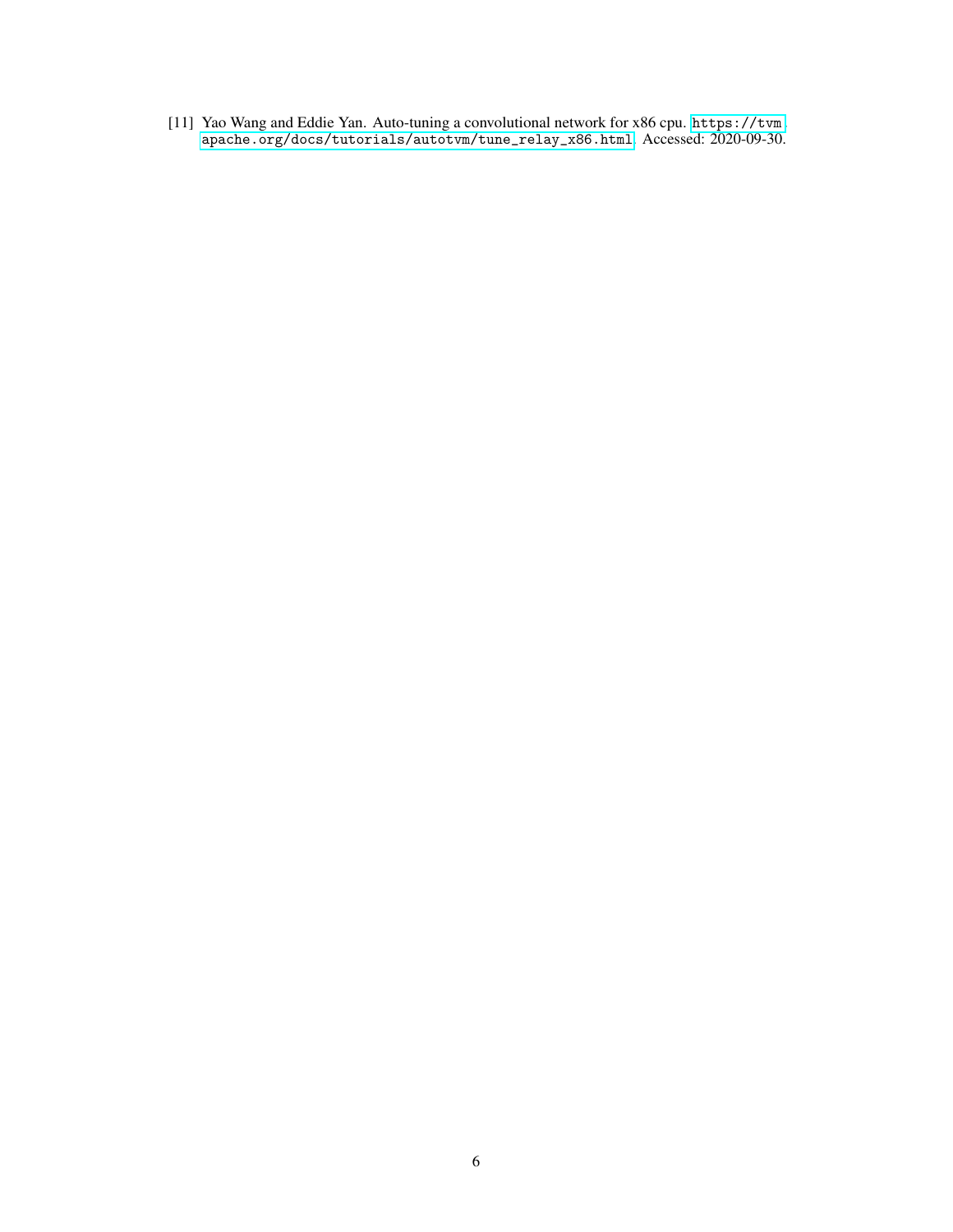[11] Yao Wang and Eddie Yan. Auto-tuning a convolutional network for x86 cpu. https://tvm.apache.org/docs/tutorials/autotvm/tune_relay_x86.html. Accessed: 2020-09-30.